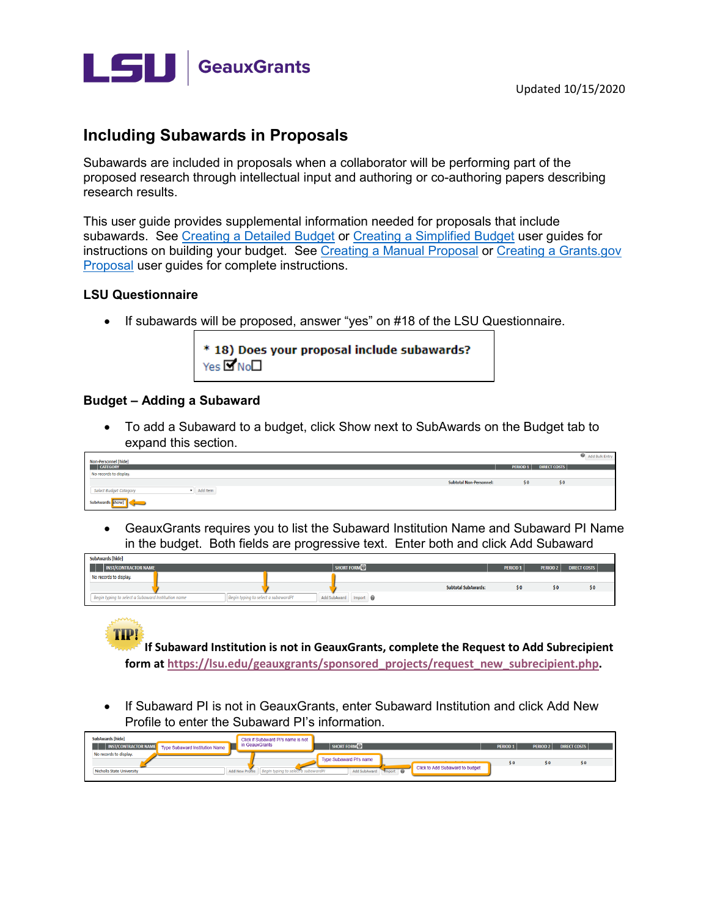# Including Subawards in Proposals

Subawards are included in proposals when a collaborator will be performing part of the proposed research through intellectual input and authoring or co-authoring papers describing research results.

This user guide provides supplemental information needed for proposals that include subawards. See Creating a Detailed Budget or Creating a Simplified Budget user guides for instructions on building your budget. See Creating a Manual Proposal or Creating a Grants.gov Proposal user guides for complete instructions.

## LSU Questionnaire

- If subawards will be proposed, answer "yes" on #18 of the LSU Questionnaire.

## Budget – Adding a Subaward

- To add a Subaward to a budget, click Show next to SubAwards on the Budget tab to expand this section.

- GeauxGrants requires you to list the Subaward Institution Name and Subaward PI Name in the budget. Both fields are progressive text. Enter both and click Add Subaward

**TIP! If Subaward Institution is not in GeauxGrants, complete the Request to Add Subrecipient form at https://lsu.edu/geauxgrants/sponsored_projects/request_new_subrecipient.php.**

- If Subaward PI is not in GeauxGrants, enter Subaward Institution and click Add New Profile to enter the Subaward PI's information.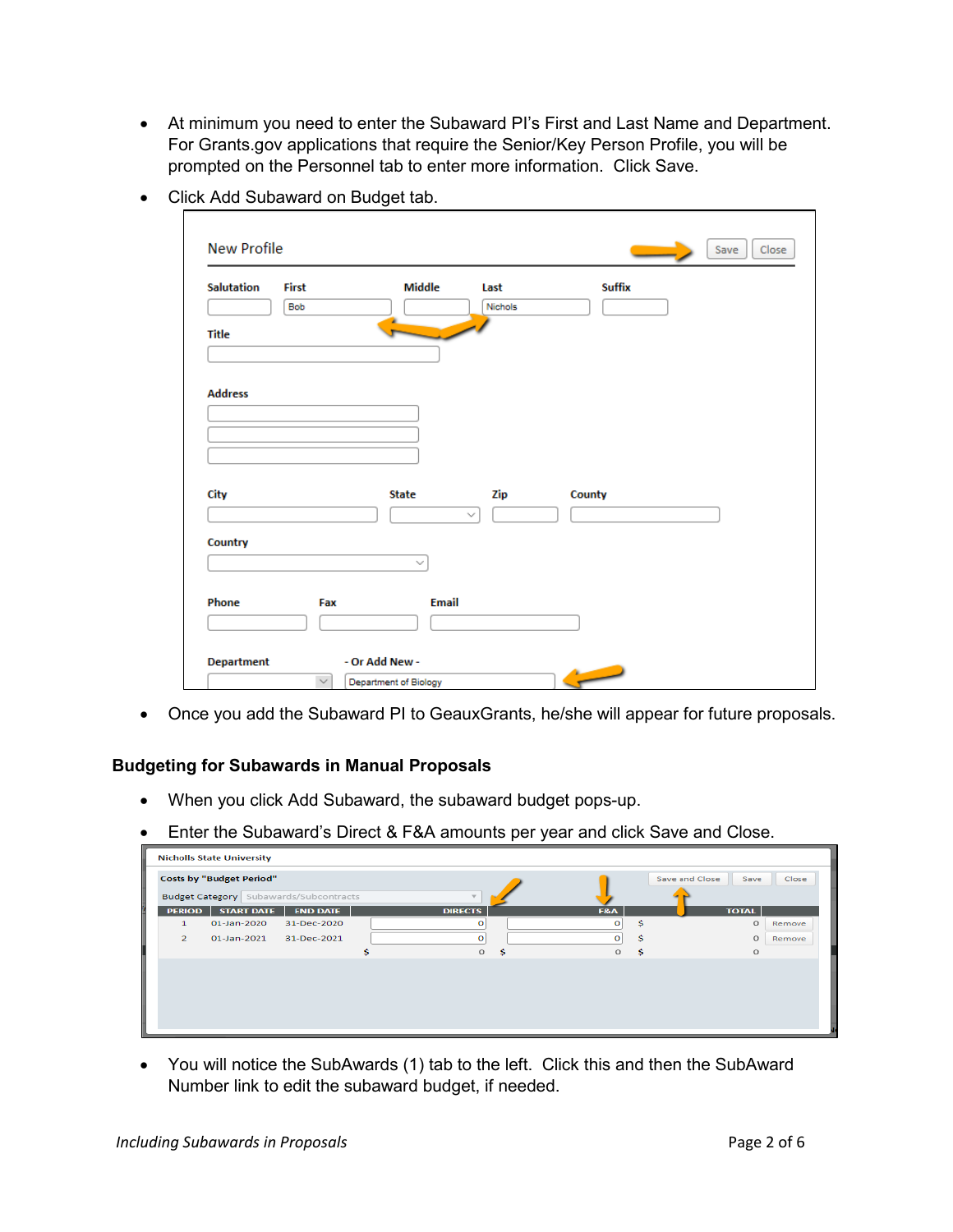- At minimum you need to enter the Subaward PI's First and Last Name and Department. For Grants.gov applications that require the Senior/Key Person Profile, you will be prompted on the Personnel tab to enter more information. Click Save.
- Click Add Subaward on Budget tab.

- Once you add the Subaward PI to GeauxGrants, he/she will appear for future proposals.

**Budgeting for Subawards in Manual Proposals**

- When you click Add Subaward, the subaward budget pops-up.
- Enter the Subaward's Direct & F&A amounts per year and click Save and Close.

- You will notice the SubAwards (1) tab to the left. Click this and then the SubAward Number link to edit the subaward budget, if needed.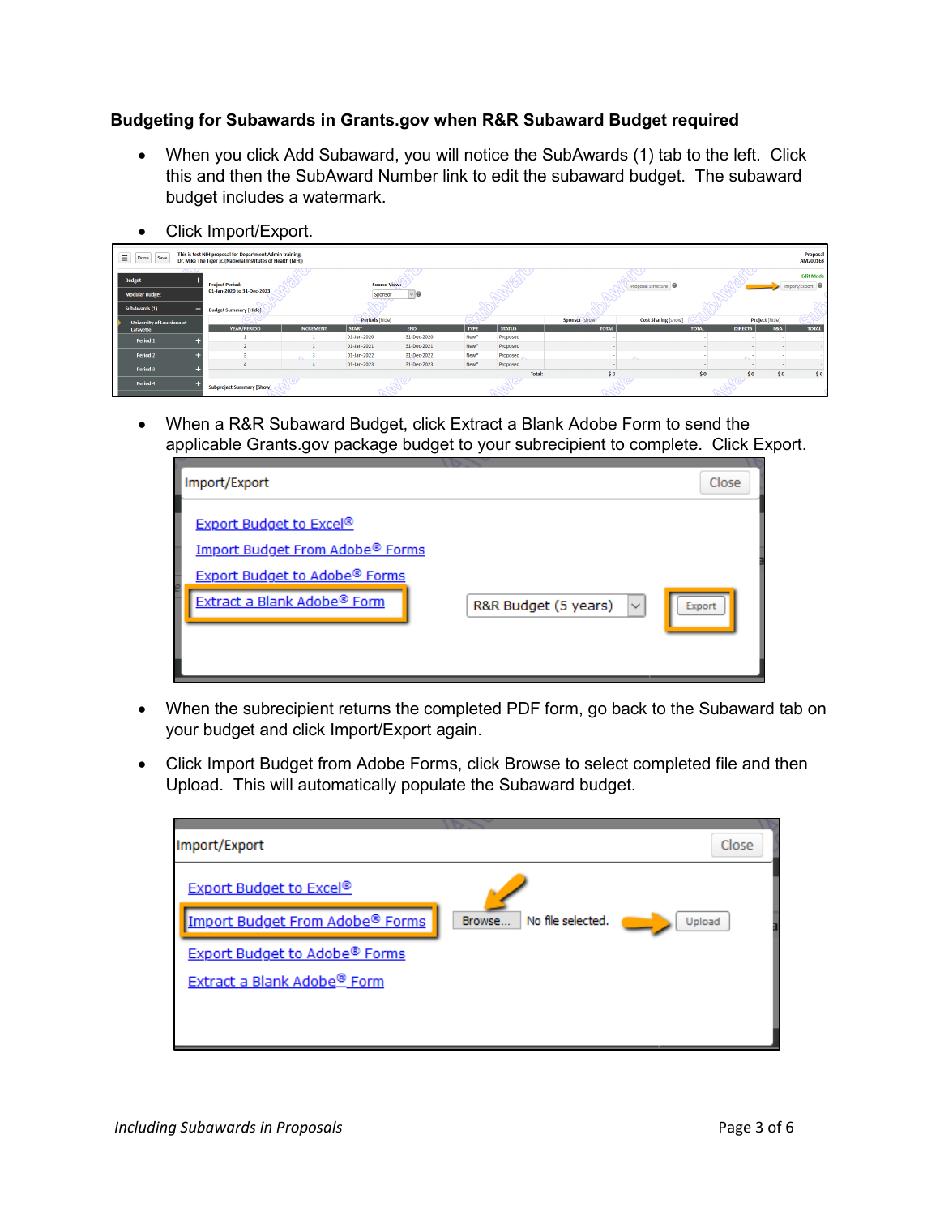**Budgeting for Subawards in Grants.gov when R&R Subaward Budget required**

- When you click Add Subaward, you will notice the SubAwards (1) tab to the left. Click this and then the SubAward Number link to edit the subaward budget. The subaward budget includes a watermark.
- Click Import/Export.

- When a R&R Subaward Budget, click Extract a Blank Adobe Form to send the applicable Grants.gov package budget to your subrecipient to complete. Click Export.

- When the subrecipient returns the completed PDF form, go back to the Subaward tab on your budget and click Import/Export again.
- Click Import Budget from Adobe Forms, click Browse to select completed file and then Upload. This will automatically populate the Subaward budget.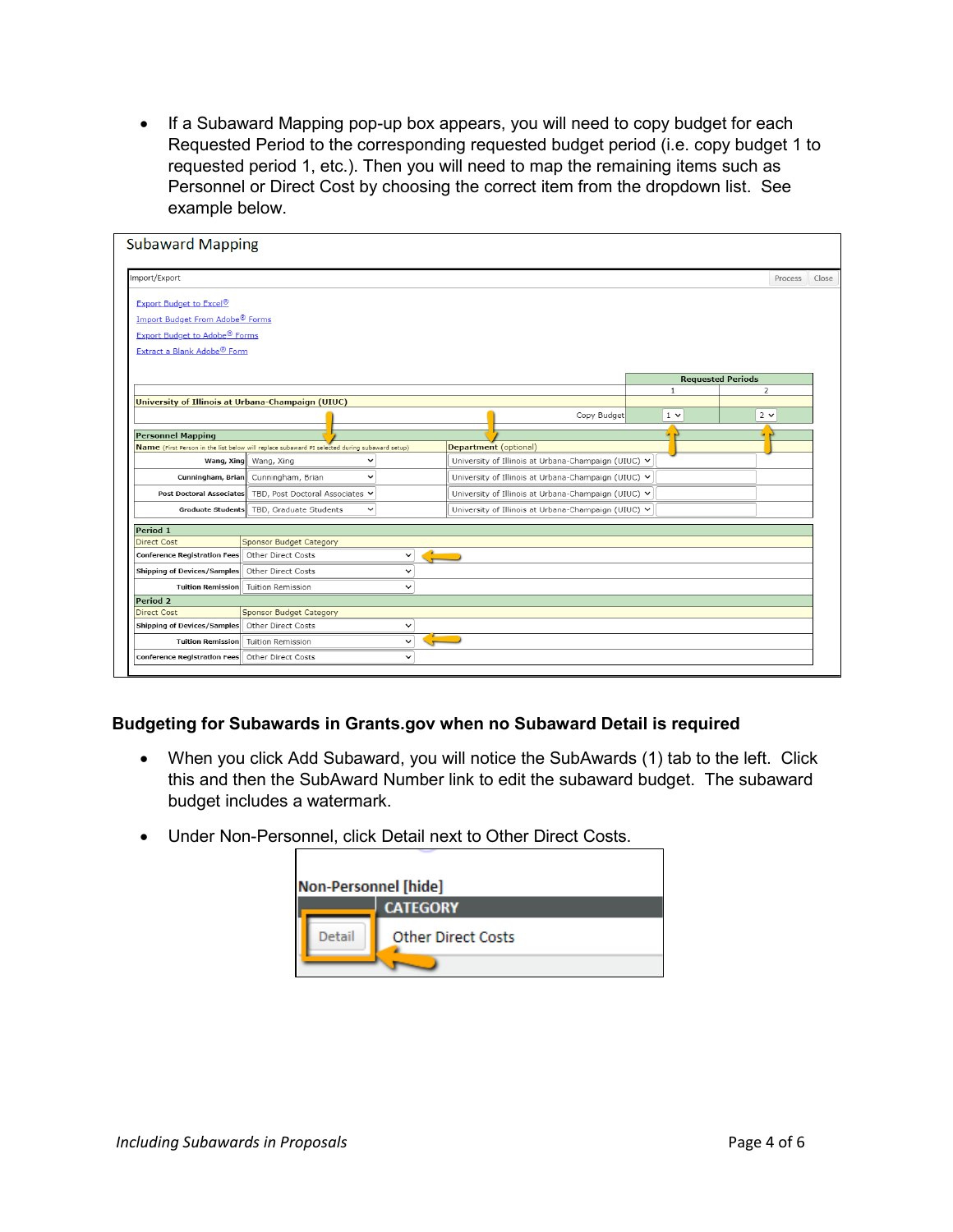- If a Subaward Mapping pop-up box appears, you will need to copy budget for each Requested Period to the corresponding requested budget period (i.e. copy budget 1 to requested period 1, etc.). Then you will need to map the remaining items such as Personnel or Direct Cost by choosing the correct item from the dropdown list. See example below.

Subaward Mapping

Import/Export

Export Budget to Excel®
Import Budget From Adobe® Forms
Export Budget to Adobe® Forms
Extract a Blank Adobe® Form

| | | Requested Periods 1 | Requested Periods 2 |
|---|---|---|---|
| University of Illinois at Urbana-Champaign (UIUC) | Copy Budget | 1 | 2 |

**Personnel Mapping**

| Name (First Person in the list below will replace subaward PI selected during subaward setup) | | Department (optional) |
|---|---|---|
| Wang, Xing | Wang, Xing | University of Illinois at Urbana-Champaign (UIUC) |
| Cunningham, Brian | Cunningham, Brian | University of Illinois at Urbana-Champaign (UIUC) |
| Post Doctoral Associates | TBD, Post Doctoral Associates | University of Illinois at Urbana-Champaign (UIUC) |
| Graduate Students | TBD, Graduate Students | University of Illinois at Urbana-Champaign (UIUC) |

**Period 1**

| Direct Cost | Sponsor Budget Category |
|---|---|
| Conference Registration Fees | Other Direct Costs |
| Shipping of Devices/Samples | Other Direct Costs |
| Tuition Remission | Tuition Remission |

**Period 2**

| Direct Cost | Sponsor Budget Category |
|---|---|
| Shipping of Devices/Samples | Other Direct Costs |
| Tuition Remission | Tuition Remission |
| Conference Registration Fees | Other Direct Costs |

## Budgeting for Subawards in Grants.gov when no Subaward Detail is required

- When you click Add Subaward, you will notice the SubAwards (1) tab to the left. Click this and then the SubAward Number link to edit the subaward budget. The subaward budget includes a watermark.
- Under Non-Personnel, click Detail next to Other Direct Costs.

Non-Personnel [hide]

| | CATEGORY |
|---|---|
| Detail | Other Direct Costs |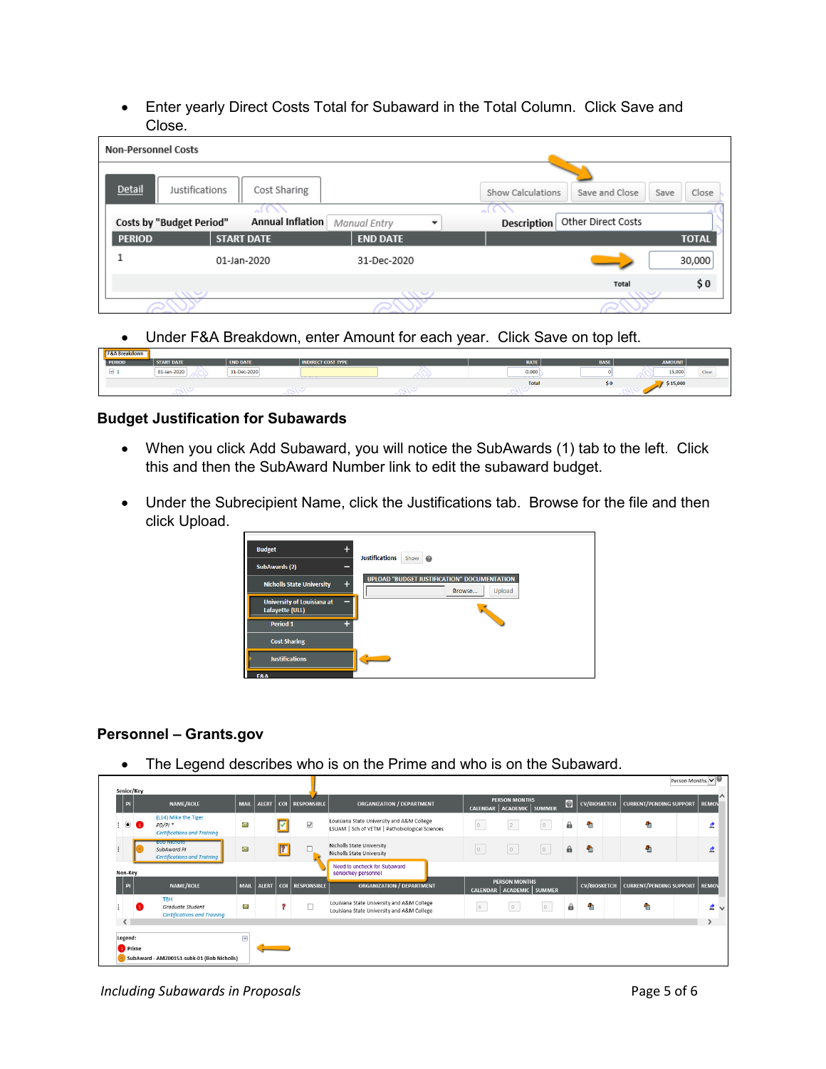- Enter yearly Direct Costs Total for Subaward in the Total Column. Click Save and Close.

- Under F&A Breakdown, enter Amount for each year. Click Save on top left.

### Budget Justification for Subawards

- When you click Add Subaward, you will notice the SubAwards (1) tab to the left. Click this and then the SubAward Number link to edit the subaward budget.

- Under the Subrecipient Name, click the Justifications tab. Browse for the file and then click Upload.

### Personnel – Grants.gov

- The Legend describes who is on the Prime and who is on the Subaward.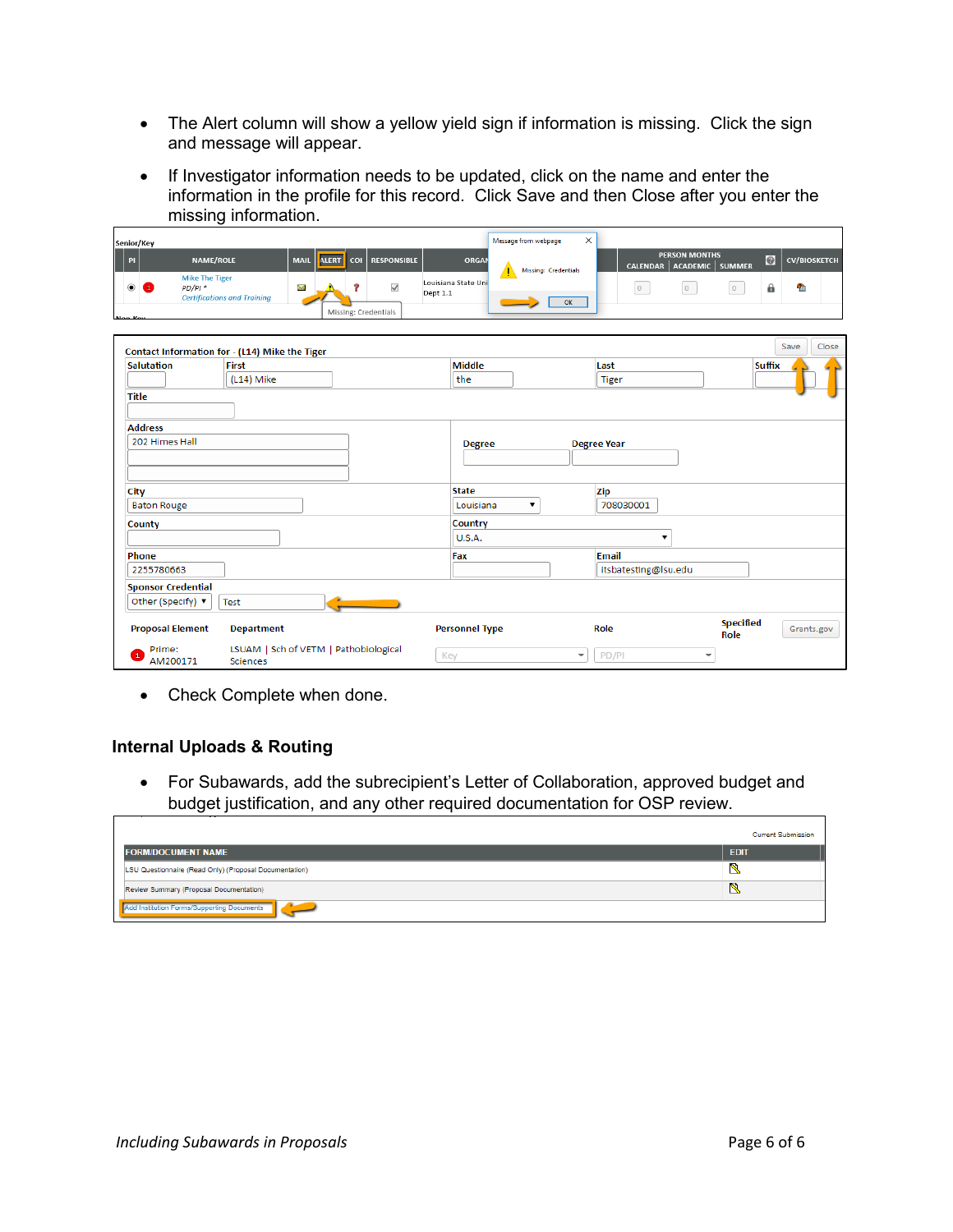- The Alert column will show a yellow yield sign if information is missing. Click the sign and message will appear.
- If Investigator information needs to be updated, click on the name and enter the information in the profile for this record. Click Save and then Close after you enter the missing information.

- Check Complete when done.

## Internal Uploads & Routing

- For Subawards, add the subrecipient's Letter of Collaboration, approved budget and budget justification, and any other required documentation for OSP review.